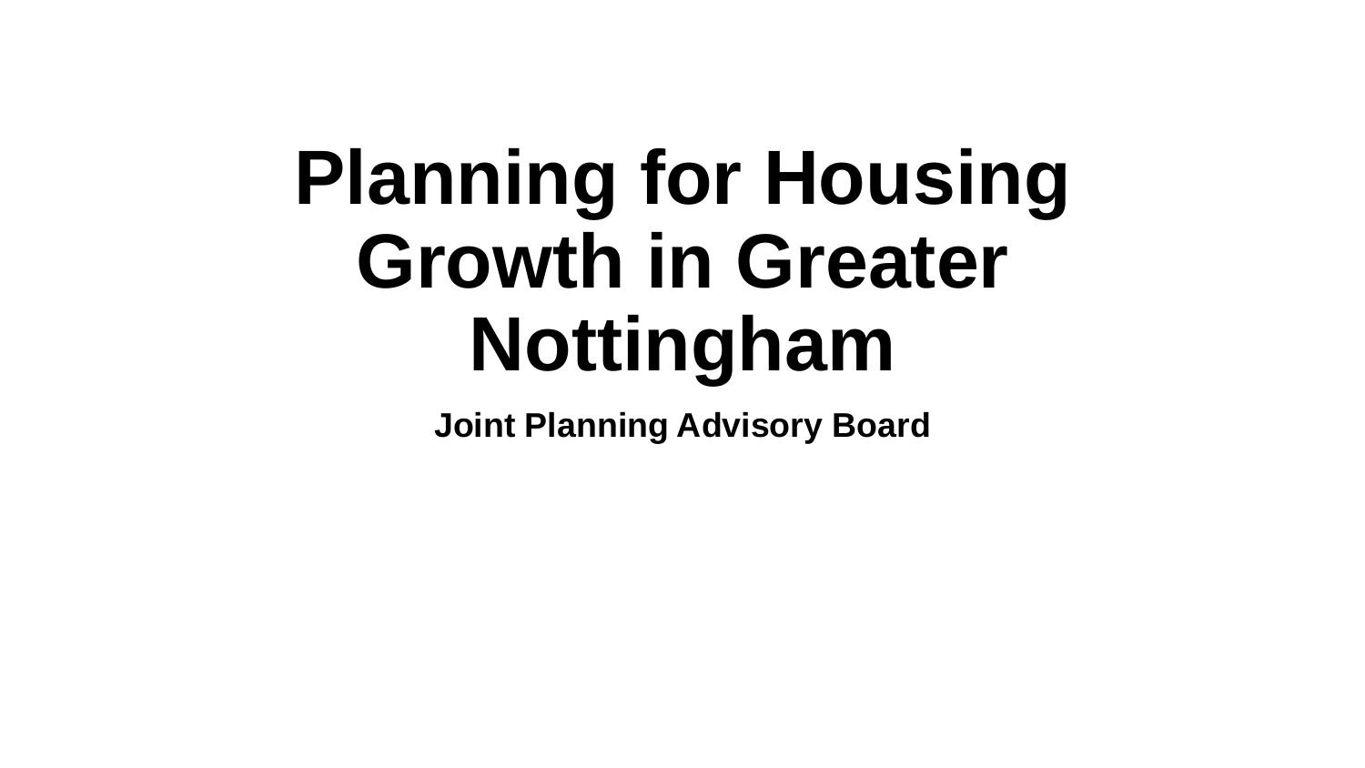# Planning for Housing Growth in Greater Nottingham

**Joint Planning Advisory Board**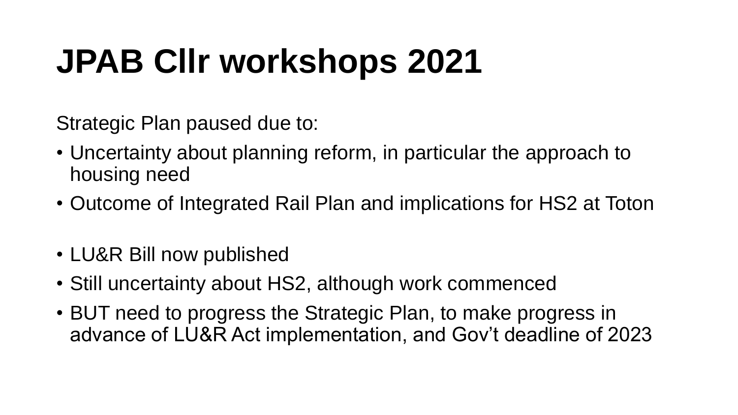# JPAB Cllr workshops 2021

Strategic Plan paused due to:

- Uncertainty about planning reform, in particular the approach to housing need
- Outcome of Integrated Rail Plan and implications for HS2 at Toton

- LU&R Bill now published
- Still uncertainty about HS2, although work commenced
- BUT need to progress the Strategic Plan, to make progress in advance of LU&R Act implementation, and Gov't deadline of 2023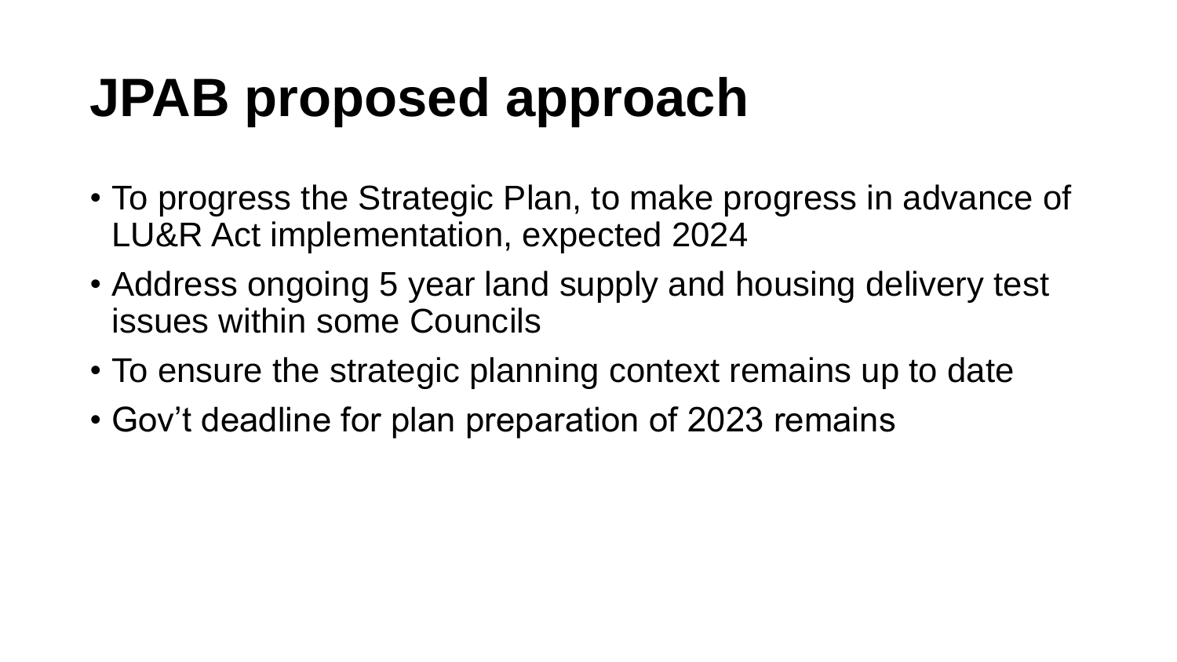# JPAB proposed approach

- To progress the Strategic Plan, to make progress in advance of LU&R Act implementation, expected 2024
- Address ongoing 5 year land supply and housing delivery test issues within some Councils
- To ensure the strategic planning context remains up to date
- Gov't deadline for plan preparation of 2023 remains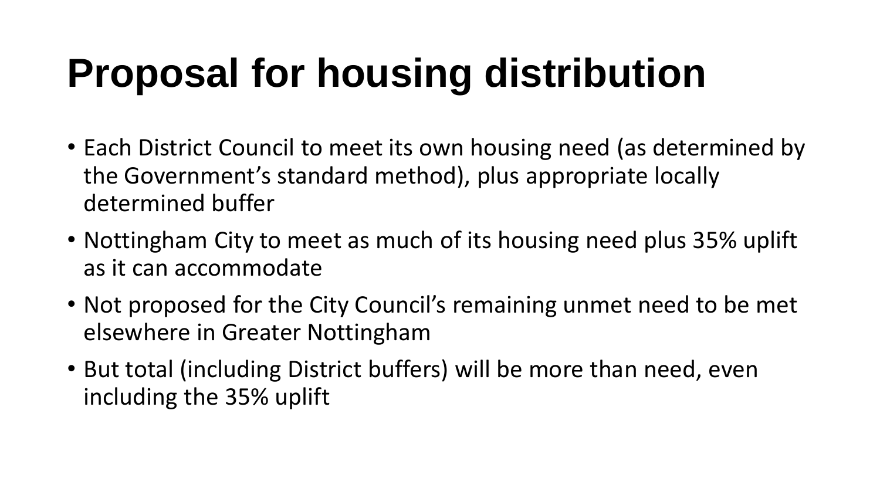# Proposal for housing distribution

- Each District Council to meet its own housing need (as determined by the Government's standard method), plus appropriate locally determined buffer
- Nottingham City to meet as much of its housing need plus 35% uplift as it can accommodate
- Not proposed for the City Council's remaining unmet need to be met elsewhere in Greater Nottingham
- But total (including District buffers) will be more than need, even including the 35% uplift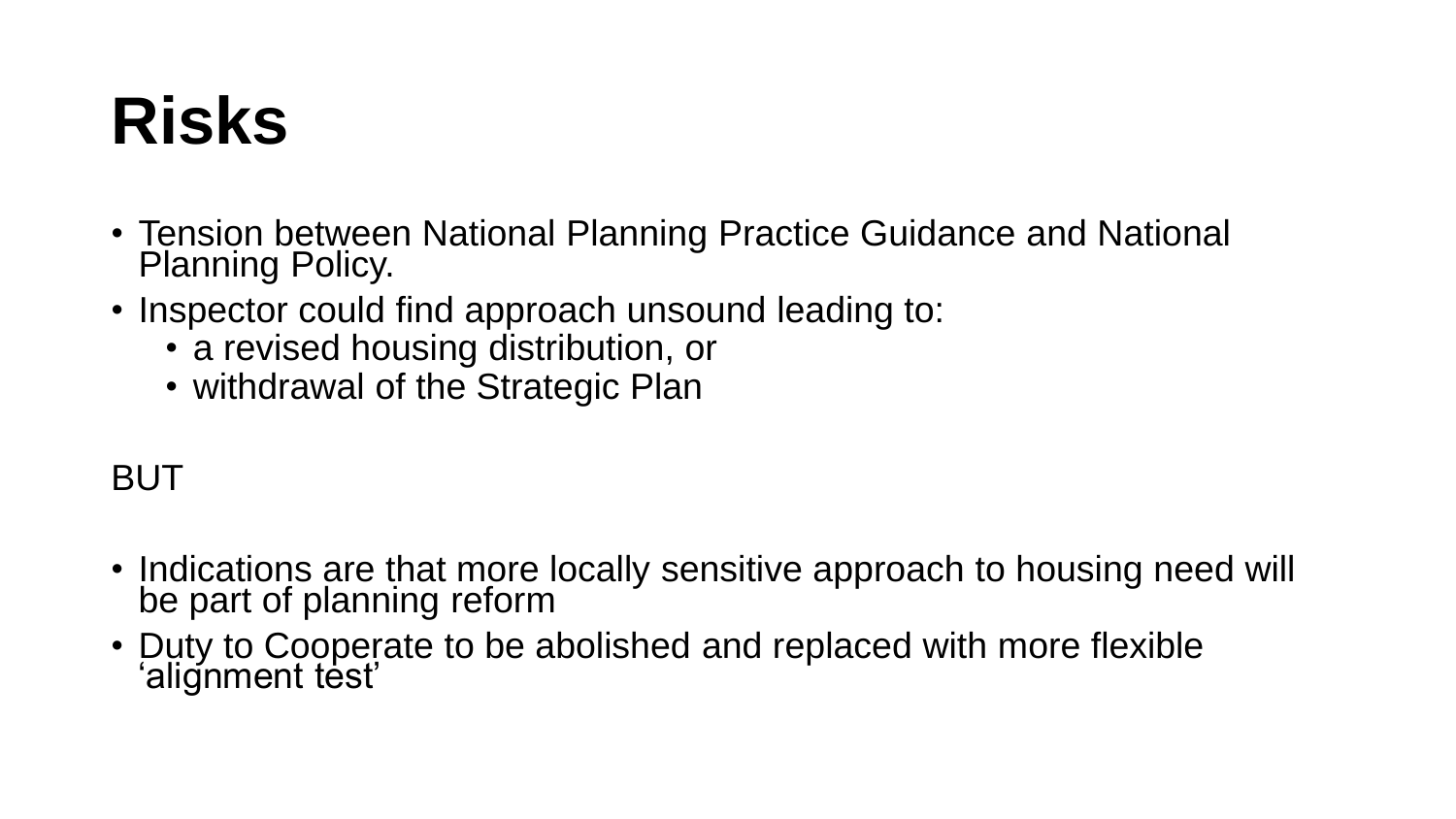# Risks

- Tension between National Planning Practice Guidance and National Planning Policy.
- Inspector could find approach unsound leading to:
  - a revised housing distribution, or
  - withdrawal of the Strategic Plan

BUT

- Indications are that more locally sensitive approach to housing need will be part of planning reform
- Duty to Cooperate to be abolished and replaced with more flexible 'alignment test'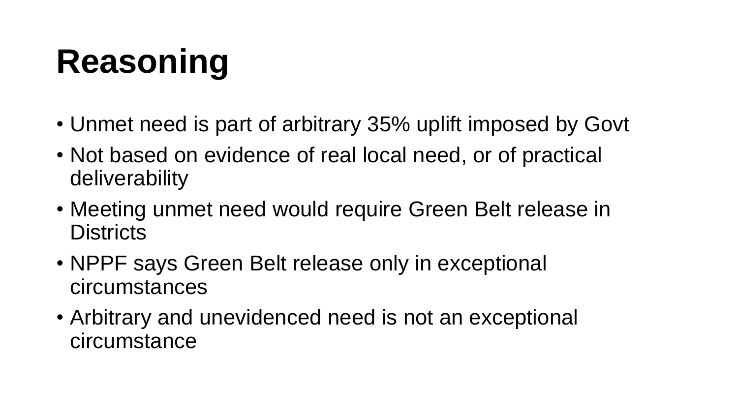# Reasoning

- Unmet need is part of arbitrary 35% uplift imposed by Govt
- Not based on evidence of real local need, or of practical deliverability
- Meeting unmet need would require Green Belt release in Districts
- NPPF says Green Belt release only in exceptional circumstances
- Arbitrary and unevidenced need is not an exceptional circumstance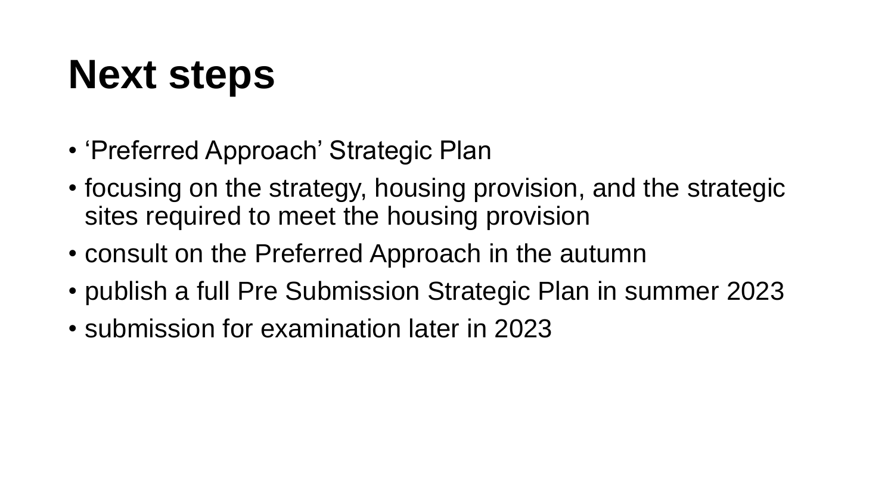# Next steps

- 'Preferred Approach' Strategic Plan
- focusing on the strategy, housing provision, and the strategic sites required to meet the housing provision
- consult on the Preferred Approach in the autumn
- publish a full Pre Submission Strategic Plan in summer 2023
- submission for examination later in 2023